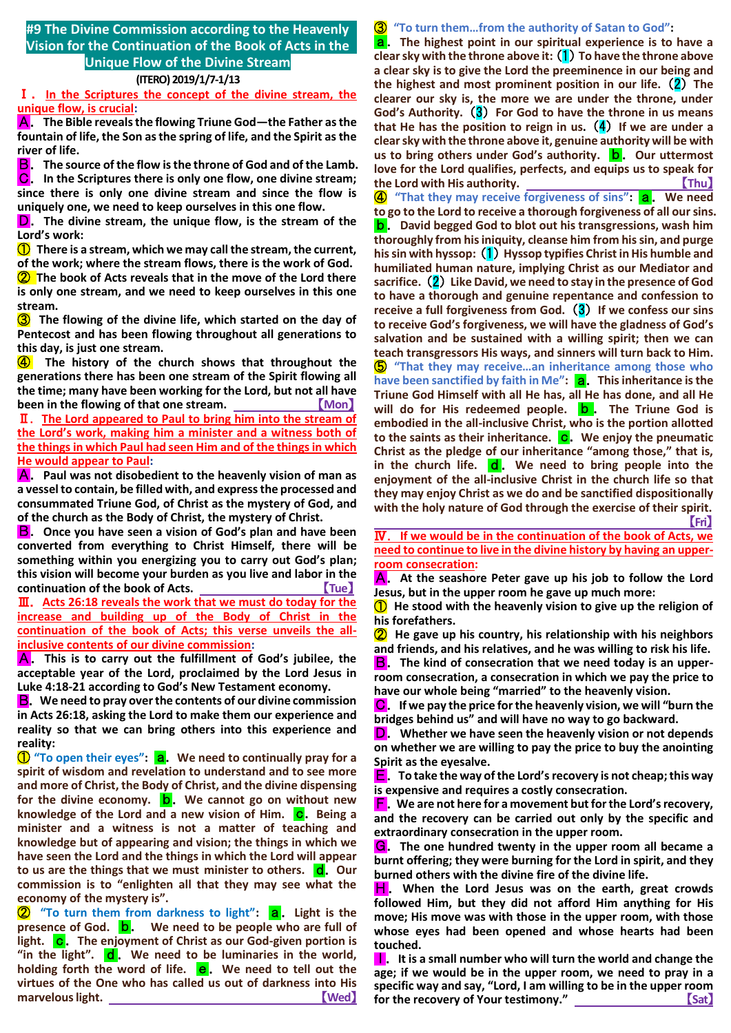# #9 The Divine Commission according to the Heavenly Vision for the Continuation of the Book of Acts in the Unique Flow of the Divine Stream

**(ITERO) 2019/1/7-1/13**

## Ⅰ. In the Scriptures the concept of the divine stream, the unique flow, is crucial:

**A.** The Bible reveals the flowing Triune God—the Father as the fountain of life, the Son as the spring of life, and the Spirit as the river of life.

**B.** The source of the flow is the throne of God and of the Lamb.

**C.** In the Scriptures there is only one flow, one divine stream; since there is only one divine stream and since the flow is uniquely one, we need to keep ourselves in this one flow.

**D.** The divine stream, the unique flow, is the stream of the Lord's work:

① There is a stream, which we may call the stream, the current, of the work; where the stream flows, there is the work of God.

② The book of Acts reveals that in the move of the Lord there is only one stream, and we need to keep ourselves in this one stream.

③ The flowing of the divine life, which started on the day of Pentecost and has been flowing throughout all generations to this day, is just one stream.

④ The history of the church shows that throughout the generations there has been one stream of the Spirit flowing all the time; many have been working for the Lord, but not all have been in the flowing of that one stream. 【Mon】

## Ⅱ. The Lord appeared to Paul to bring him into the stream of the Lord's work, making him a minister and a witness both of the things in which Paul had seen Him and of the things in which He would appear to Paul:

**A.** Paul was not disobedient to the heavenly vision of man as a vessel to contain, be filled with, and express the processed and consummated Triune God, of Christ as the mystery of God, and of the church as the Body of Christ, the mystery of Christ.

**B.** Once you have seen a vision of God's plan and have been converted from everything to Christ Himself, there will be something within you energizing you to carry out God's plan; this vision will become your burden as you live and labor in the continuation of the book of Acts. 【Tue】

## Ⅲ. Acts 26:18 reveals the work that we must do today for the increase and building up of the Body of Christ in the continuation of the book of Acts; this verse unveils the all-inclusive contents of our divine commission:

**A.** This is to carry out the fulfillment of God's jubilee, the acceptable year of the Lord, proclaimed by the Lord Jesus in Luke 4:18-21 according to God's New Testament economy.

**B.** We need to pray over the contents of our divine commission in Acts 26:18, asking the Lord to make them our experience and reality so that we can bring others into this experience and reality:

① **"To open their eyes"**: **a.** We need to continually pray for a spirit of wisdom and revelation to understand and to see more and more of Christ, the Body of Christ, and the divine dispensing for the divine economy. **b.** We cannot go on without new knowledge of the Lord and a new vision of Him. **c.** Being a minister and a witness is not a matter of teaching and knowledge but of appearing and vision; the things in which we have seen the Lord and the things in which the Lord will appear to us are the things that we must minister to others. **d.** Our commission is to "enlighten all that they may see what the economy of the mystery is".

② **"To turn them from darkness to light"**: **a.** Light is the presence of God. **b.** We need to be people who are full of light. **c.** The enjoyment of Christ as our God-given portion is "in the light". **d.** We need to be luminaries in the world, holding forth the word of life. **e.** We need to tell out the virtues of the One who has called us out of darkness into His marvelous light. 【Wed】

③ **"To turn them…from the authority of Satan to God"**: **a.** The highest point in our spiritual experience is to have a clear sky with the throne above it: (1) To have the throne above a clear sky is to give the Lord the preeminence in our being and the highest and most prominent position in our life. (2) The clearer our sky is, the more we are under the throne, under God's Authority. (3) For God to have the throne in us means that He has the position to reign in us. (4) If we are under a clear sky with the throne above it, genuine authority will be with us to bring others under God's authority. **b.** Our uttermost love for the Lord qualifies, perfects, and equips us to speak for the Lord with His authority. 【Thu】

④ **"That they may receive forgiveness of sins"**: **a.** We need to go to the Lord to receive a thorough forgiveness of all our sins. **b.** David begged God to blot out his transgressions, wash him thoroughly from his iniquity, cleanse him from his sin, and purge his sin with hyssop: (1) Hyssop typifies Christ in His humble and humiliated human nature, implying Christ as our Mediator and sacrifice. (2) Like David, we need to stay in the presence of God to have a thorough and genuine repentance and confession to receive a full forgiveness from God. (3) If we confess our sins to receive God's forgiveness, we will have the gladness of God's salvation and be sustained with a willing spirit; then we can teach transgressors His ways, and sinners will turn back to Him.

⑤ **"That they may receive…an inheritance among those who have been sanctified by faith in Me"**: **a.** This inheritance is the Triune God Himself with all He has, all He has done, and all He will do for His redeemed people. **b.** The Triune God is embodied in the all-inclusive Christ, who is the portion allotted to the saints as their inheritance. **c.** We enjoy the pneumatic Christ as the pledge of our inheritance "among those," that is, in the church life. **d.** We need to bring people into the enjoyment of the all-inclusive Christ in the church life so that they may enjoy Christ as we do and be sanctified dispositionally with the holy nature of God through the exercise of their spirit. 【Fri】

## Ⅳ. If we would be in the continuation of the book of Acts, we need to continue to live in the divine history by having an upper-room consecration:

**A.** At the seashore Peter gave up his job to follow the Lord Jesus, but in the upper room he gave up much more:

① He stood with the heavenly vision to give up the religion of his forefathers.

② He gave up his country, his relationship with his neighbors and friends, and his relatives, and he was willing to risk his life.

**B.** The kind of consecration that we need today is an upper-room consecration, a consecration in which we pay the price to have our whole being "married" to the heavenly vision.

**C.** If we pay the price for the heavenly vision, we will "burn the bridges behind us" and will have no way to go backward.

**D.** Whether we have seen the heavenly vision or not depends on whether we are willing to pay the price to buy the anointing Spirit as the eyesalve.

**E.** To take the way of the Lord's recovery is not cheap; this way is expensive and requires a costly consecration.

**F.** We are not here for a movement but for the Lord's recovery, and the recovery can be carried out only by the specific and extraordinary consecration in the upper room.

**G.** The one hundred twenty in the upper room all became a burnt offering; they were burning for the Lord in spirit, and they burned others with the divine fire of the divine life.

**H.** When the Lord Jesus was on the earth, great crowds followed Him, but they did not afford Him anything for His move; His move was with those in the upper room, with those whose eyes had been opened and whose hearts had been touched.

**I.** It is a small number who will turn the world and change the age; if we would be in the upper room, we need to pray in a specific way and say, "Lord, I am willing to be in the upper room for the recovery of Your testimony." 【Sat】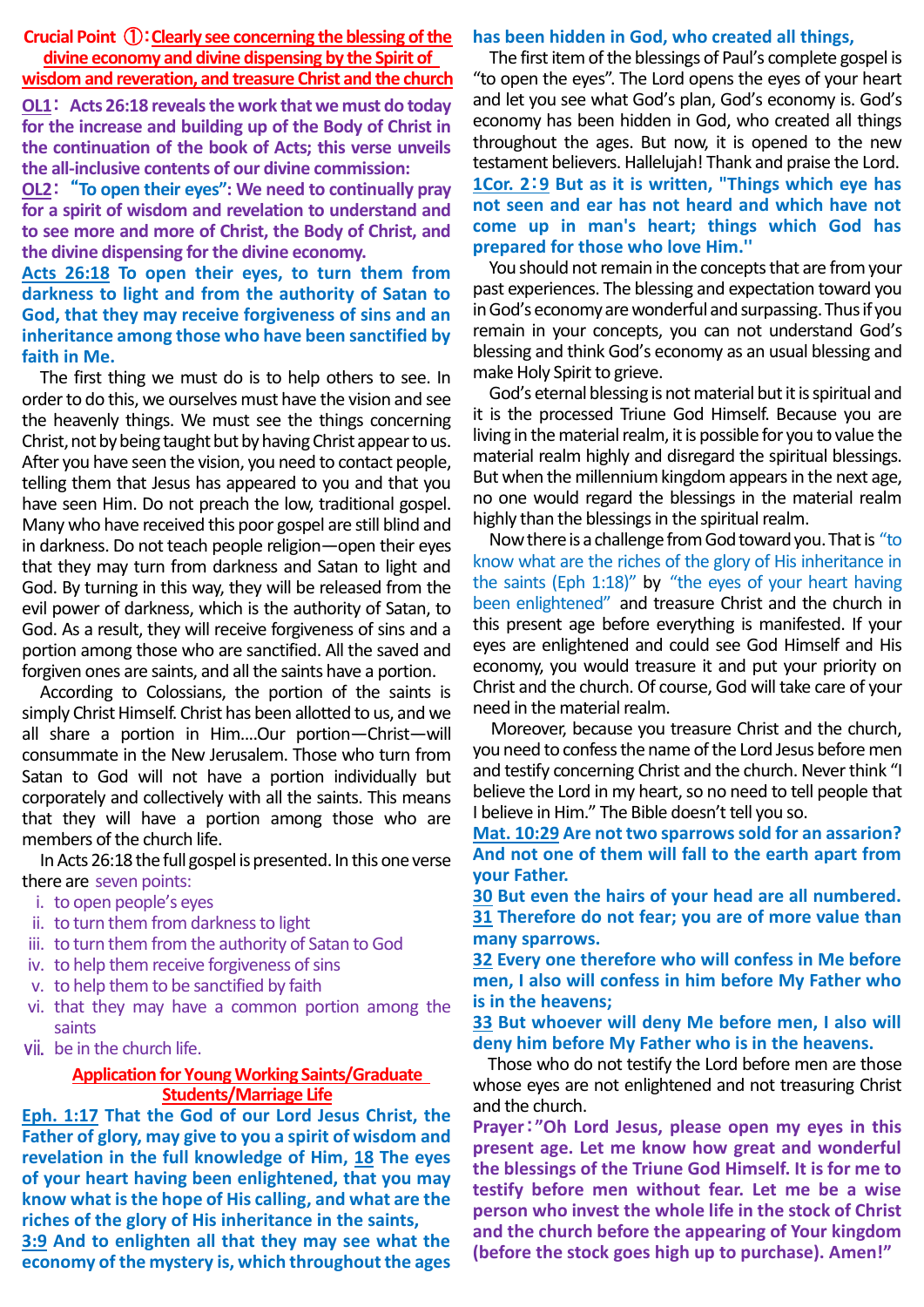## Crucial Point ①: Clearly see concerning the blessing of the divine economy and divine dispensing by the Spirit of wisdom and reveration, and treasure Christ and the church

**OL1: Acts 26:18 reveals the work that we must do today for the increase and building up of the Body of Christ in the continuation of the book of Acts; this verse unveils the all-inclusive contents of our divine commission:**

**OL2: "To open their eyes": We need to continually pray for a spirit of wisdom and revelation to understand and to see more and more of Christ, the Body of Christ, and the divine dispensing for the divine economy.**

**Acts 26:18 To open their eyes, to turn them from darkness to light and from the authority of Satan to God, that they may receive forgiveness of sins and an inheritance among those who have been sanctified by faith in Me.**

The first thing we must do is to help others to see. In order to do this, we ourselves must have the vision and see the heavenly things. We must see the things concerning Christ, not by being taught but by having Christ appear to us. After you have seen the vision, you need to contact people, telling them that Jesus has appeared to you and that you have seen Him. Do not preach the low, traditional gospel. Many who have received this poor gospel are still blind and in darkness. Do not teach people religion—open their eyes that they may turn from darkness and Satan to light and God. By turning in this way, they will be released from the evil power of darkness, which is the authority of Satan, to God. As a result, they will receive forgiveness of sins and a portion among those who are sanctified. All the saved and forgiven ones are saints, and all the saints have a portion.

According to Colossians, the portion of the saints is simply Christ Himself. Christ has been allotted to us, and we all share a portion in Him....Our portion—Christ—will consummate in the New Jerusalem. Those who turn from Satan to God will not have a portion individually but corporately and collectively with all the saints. This means that they will have a portion among those who are members of the church life.

In Acts 26:18 the full gospel is presented. In this one verse there are seven points:

i. to open people's eyes
ii. to turn them from darkness to light
iii. to turn them from the authority of Satan to God
iv. to help them receive forgiveness of sins
v. to help them to be sanctified by faith
vi. that they may have a common portion among the saints
vii. be in the church life.

### Application for Young Working Saints/Graduate Students/Marriage Life

**Eph. 1:17 That the God of our Lord Jesus Christ, the Father of glory, may give to you a spirit of wisdom and revelation in the full knowledge of Him, 18 The eyes of your heart having been enlightened, that you may know what is the hope of His calling, and what are the riches of the glory of His inheritance in the saints,**

**3:9 And to enlighten all that they may see what the economy of the mystery is, which throughout the ages has been hidden in God, who created all things,**

The first item of the blessings of Paul's complete gospel is "to open the eyes". The Lord opens the eyes of your heart and let you see what God's plan, God's economy is. God's economy has been hidden in God, who created all things throughout the ages. But now, it is opened to the new testament believers. Hallelujah! Thank and praise the Lord.

**1Cor. 2:9 But as it is written, "Things which eye has not seen and ear has not heard and which have not come up in man's heart; things which God has prepared for those who love Him."**

You should not remain in the concepts that are from your past experiences. The blessing and expectation toward you in God's economy are wonderful and surpassing. Thus if you remain in your concepts, you can not understand God's blessing and think God's economy as an usual blessing and make Holy Spirit to grieve.

God's eternal blessing is not material but it is spiritual and it is the processed Triune God Himself. Because you are living in the material realm, it is possible for you to value the material realm highly and disregard the spiritual blessings. But when the millennium kingdom appears in the next age, no one would regard the blessings in the material realm highly than the blessings in the spiritual realm.

Now there is a challenge from God toward you. That is "to know what are the riches of the glory of His inheritance in the saints (Eph 1:18)" by "the eyes of your heart having been enlightened" and treasure Christ and the church in this present age before everything is manifested. If your eyes are enlightened and could see God Himself and His economy, you would treasure it and put your priority on Christ and the church. Of course, God will take care of your need in the material realm.

Moreover, because you treasure Christ and the church, you need to confess the name of the Lord Jesus before men and testify concerning Christ and the church. Never think "I believe the Lord in my heart, so no need to tell people that I believe in Him." The Bible doesn't tell you so.

**Mat. 10:29 Are not two sparrows sold for an assarion? And not one of them will fall to the earth apart from your Father.**

**30 But even the hairs of your head are all numbered.**

**31 Therefore do not fear; you are of more value than many sparrows.**

**32 Every one therefore who will confess in Me before men, I also will confess in him before My Father who is in the heavens;**

**33 But whoever will deny Me before men, I also will deny him before My Father who is in the heavens.**

Those who do not testify the Lord before men are those whose eyes are not enlightened and not treasuring Christ and the church.

**Prayer: "Oh Lord Jesus, please open my eyes in this present age. Let me know how great and wonderful the blessings of the Triune God Himself. It is for me to testify before men without fear. Let me be a wise person who invest the whole life in the stock of Christ and the church before the appearing of Your kingdom (before the stock goes high up to purchase). Amen!"**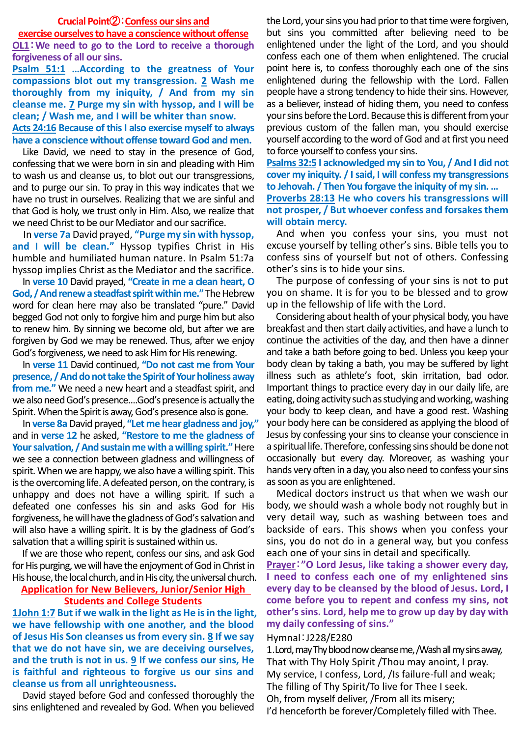## Crucial Point②：Confess our sins and exercise ourselves to have a conscience without offense

**OL1：We need to go to the Lord to receive a thorough forgiveness of all our sins.**

**Psalm 51:1 …According to the greatness of Your compassions blot out my transgression. 2 Wash me thoroughly from my iniquity, / And from my sin cleanse me. 7 Purge my sin with hyssop, and I will be clean; / Wash me, and I will be whiter than snow.**

**Acts 24:16 Because of this I also exercise myself to always have a conscience without offense toward God and men.**

Like David, we need to stay in the presence of God, confessing that we were born in sin and pleading with Him to wash us and cleanse us, to blot out our transgressions, and to purge our sin. To pray in this way indicates that we have no trust in ourselves. Realizing that we are sinful and that God is holy, we trust only in Him. Also, we realize that we need Christ to be our Mediator and our sacrifice.

In **verse 7a** David prayed, **"Purge my sin with hyssop, and I will be clean."** Hyssop typifies Christ in His humble and humiliated human nature. In Psalm 51:7a hyssop implies Christ as the Mediator and the sacrifice.

In **verse 10** David prayed, **"Create in me a clean heart, O God, / And renew a steadfast spirit within me."** The Hebrew word for clean here may also be translated "pure." David begged God not only to forgive him and purge him but also to renew him. By sinning we become old, but after we are forgiven by God we may be renewed. Thus, after we enjoy God's forgiveness, we need to ask Him for His renewing.

In **verse 11** David continued, **"Do not cast me from Your presence, / And do not take the Spirit of Your holiness away from me."** We need a new heart and a steadfast spirit, and we also need God's presence….God's presence is actually the Spirit. When the Spirit is away, God's presence also is gone.

In **verse 8a** David prayed, **"Let me hear gladness and joy,"** and in **verse 12** he asked, **"Restore to me the gladness of Your salvation, / And sustain me with a willing spirit."** Here we see a connection between gladness and willingness of spirit. When we are happy, we also have a willing spirit. This is the overcoming life. A defeated person, on the contrary, is unhappy and does not have a willing spirit. If such a defeated one confesses his sin and asks God for His forgiveness, he will have the gladness of God's salvation and will also have a willing spirit. It is by the gladness of God's salvation that a willing spirit is sustained within us.

If we are those who repent, confess our sins, and ask God for His purging, we will have the enjoyment of God in Christ in His house, the local church, and in His city, the universal church.

### Application for New Believers, Junior/Senior High Students and College Students

**1John 1:7 But if we walk in the light as He is in the light, we have fellowship with one another, and the blood of Jesus His Son cleanses us from every sin. 8 If we say that we do not have sin, we are deceiving ourselves, and the truth is not in us. 9 If we confess our sins, He is faithful and righteous to forgive us our sins and cleanse us from all unrighteousness.**

David stayed before God and confessed thoroughly the sins enlightened and revealed by God. When you believed the Lord, your sins you had prior to that time were forgiven, but sins you committed after believing need to be enlightened under the light of the Lord, and you should confess each one of them when enlightened. The crucial point here is, to confess thoroughly each one of the sins enlightened during the fellowship with the Lord. Fallen people have a strong tendency to hide their sins. However, as a believer, instead of hiding them, you need to confess your sins before the Lord. Because this is different from your previous custom of the fallen man, you should exercise yourself according to the word of God and at first you need to force yourself to confess your sins.

**Psalms 32:5 I acknowledged my sin to You, / And I did not cover my iniquity. / I said, I will confess my transgressions to Jehovah. / Then You forgave the iniquity of my sin. …**

**Proverbs 28:13 He who covers his transgressions will not prosper, / But whoever confess and forsakes them will obtain mercy.**

And when you confess your sins, you must not excuse yourself by telling other's sins. Bible tells you to confess sins of yourself but not of others. Confessing other's sins is to hide your sins.

The purpose of confessing of your sins is not to put you on shame. It is for you to be blessed and to grow up in the fellowship of life with the Lord.

Considering about health of your physical body, you have breakfast and then start daily activities, and have a lunch to continue the activities of the day, and then have a dinner and take a bath before going to bed. Unless you keep your body clean by taking a bath, you may be suffered by light illness such as athlete's foot, skin irritation, bad odor. Important things to practice every day in our daily life, are eating, doing activity such as studying and working, washing your body to keep clean, and have a good rest. Washing your body here can be considered as applying the blood of Jesus by confessing your sins to cleanse your conscience in a spiritual life. Therefore, confessing sins should be done not occasionally but every day. Moreover, as washing your hands very often in a day, you also need to confess your sins as soon as you are enlightened.

Medical doctors instruct us that when we wash our body, we should wash a whole body not roughly but in very detail way, such as washing between toes and backside of ears. This shows when you confess your sins, you do not do in a general way, but you confess each one of your sins in detail and specifically.

**Prayer："O Lord Jesus, like taking a shower every day, I need to confess each one of my enlightened sins every day to be cleansed by the blood of Jesus. Lord, I come before you to repent and confess my sins, not other's sins. Lord, help me to grow up day by day with my daily confessing of sins."**

Hymnal：J228/E280

1.Lord, may Thy blood now cleanse me, /Wash all my sins away,
That with Thy Holy Spirit /Thou may anoint, I pray.
My service, I confess, Lord, /Is failure-full and weak;
The filling of Thy Spirit/To live for Thee I seek.
Oh, from myself deliver, /From all its misery;
I'd henceforth be forever/Completely filled with Thee.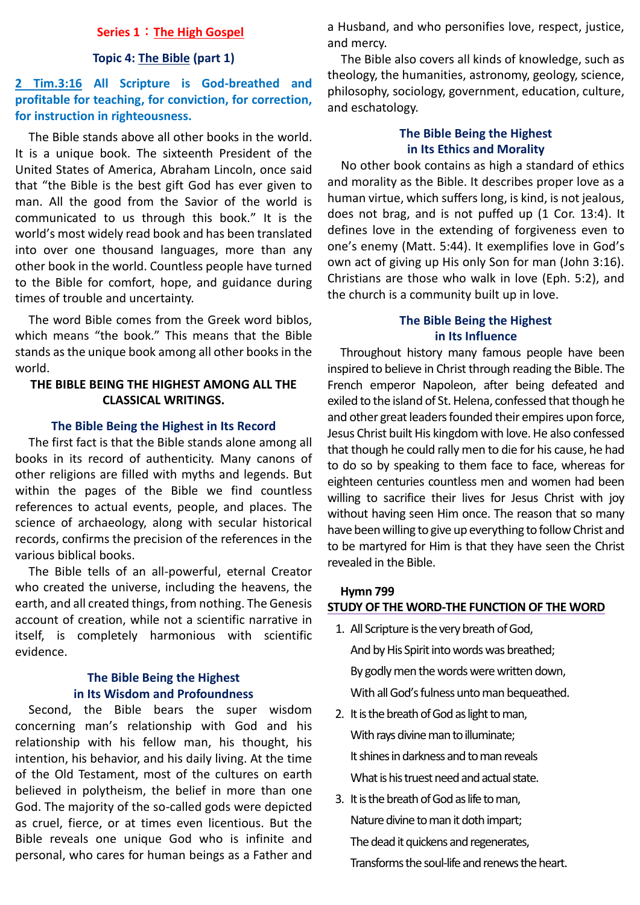**Series 1：The High Gospel**

**Topic 4: The Bible (part 1)**

**2 Tim.3:16 All Scripture is God-breathed and profitable for teaching, for conviction, for correction, for instruction in righteousness.**

The Bible stands above all other books in the world. It is a unique book. The sixteenth President of the United States of America, Abraham Lincoln, once said that "the Bible is the best gift God has ever given to man. All the good from the Savior of the world is communicated to us through this book." It is the world's most widely read book and has been translated into over one thousand languages, more than any other book in the world. Countless people have turned to the Bible for comfort, hope, and guidance during times of trouble and uncertainty.

The word Bible comes from the Greek word biblos, which means "the book." This means that the Bible stands as the unique book among all other books in the world.

## THE BIBLE BEING THE HIGHEST AMONG ALL THE CLASSICAL WRITINGS.

### The Bible Being the Highest in Its Record

The first fact is that the Bible stands alone among all books in its record of authenticity. Many canons of other religions are filled with myths and legends. But within the pages of the Bible we find countless references to actual events, people, and places. The science of archaeology, along with secular historical records, confirms the precision of the references in the various biblical books.

The Bible tells of an all-powerful, eternal Creator who created the universe, including the heavens, the earth, and all created things, from nothing. The Genesis account of creation, while not a scientific narrative in itself, is completely harmonious with scientific evidence.

### The Bible Being the Highest in Its Wisdom and Profoundness

Second, the Bible bears the super wisdom concerning man's relationship with God and his relationship with his fellow man, his thought, his intention, his behavior, and his daily living. At the time of the Old Testament, most of the cultures on earth believed in polytheism, the belief in more than one God. The majority of the so-called gods were depicted as cruel, fierce, or at times even licentious. But the Bible reveals one unique God who is infinite and personal, who cares for human beings as a Father and a Husband, and who personifies love, respect, justice, and mercy.

The Bible also covers all kinds of knowledge, such as theology, the humanities, astronomy, geology, science, philosophy, sociology, government, education, culture, and eschatology.

### The Bible Being the Highest in Its Ethics and Morality

No other book contains as high a standard of ethics and morality as the Bible. It describes proper love as a human virtue, which suffers long, is kind, is not jealous, does not brag, and is not puffed up (1 Cor. 13:4). It defines love in the extending of forgiveness even to one's enemy (Matt. 5:44). It exemplifies love in God's own act of giving up His only Son for man (John 3:16). Christians are those who walk in love (Eph. 5:2), and the church is a community built up in love.

### The Bible Being the Highest in Its Influence

Throughout history many famous people have been inspired to believe in Christ through reading the Bible. The French emperor Napoleon, after being defeated and exiled to the island of St. Helena, confessed that though he and other great leaders founded their empires upon force, Jesus Christ built His kingdom with love. He also confessed that though he could rally men to die for his cause, he had to do so by speaking to them face to face, whereas for eighteen centuries countless men and women had been willing to sacrifice their lives for Jesus Christ with joy without having seen Him once. The reason that so many have been willing to give up everything to follow Christ and to be martyred for Him is that they have seen the Christ revealed in the Bible.

**Hymn 799**

**STUDY OF THE WORD-THE FUNCTION OF THE WORD**

1. All Scripture is the very breath of God,
   And by His Spirit into words was breathed;
   By godly men the words were written down,
   With all God's fulness unto man bequeathed.
2. It is the breath of God as light to man,
   With rays divine man to illuminate;
   It shines in darkness and to man reveals
   What is his truest need and actual state.
3. It is the breath of God as life to man,
   Nature divine to man it doth impart;
   The dead it quickens and regenerates,
   Transforms the soul-life and renews the heart.